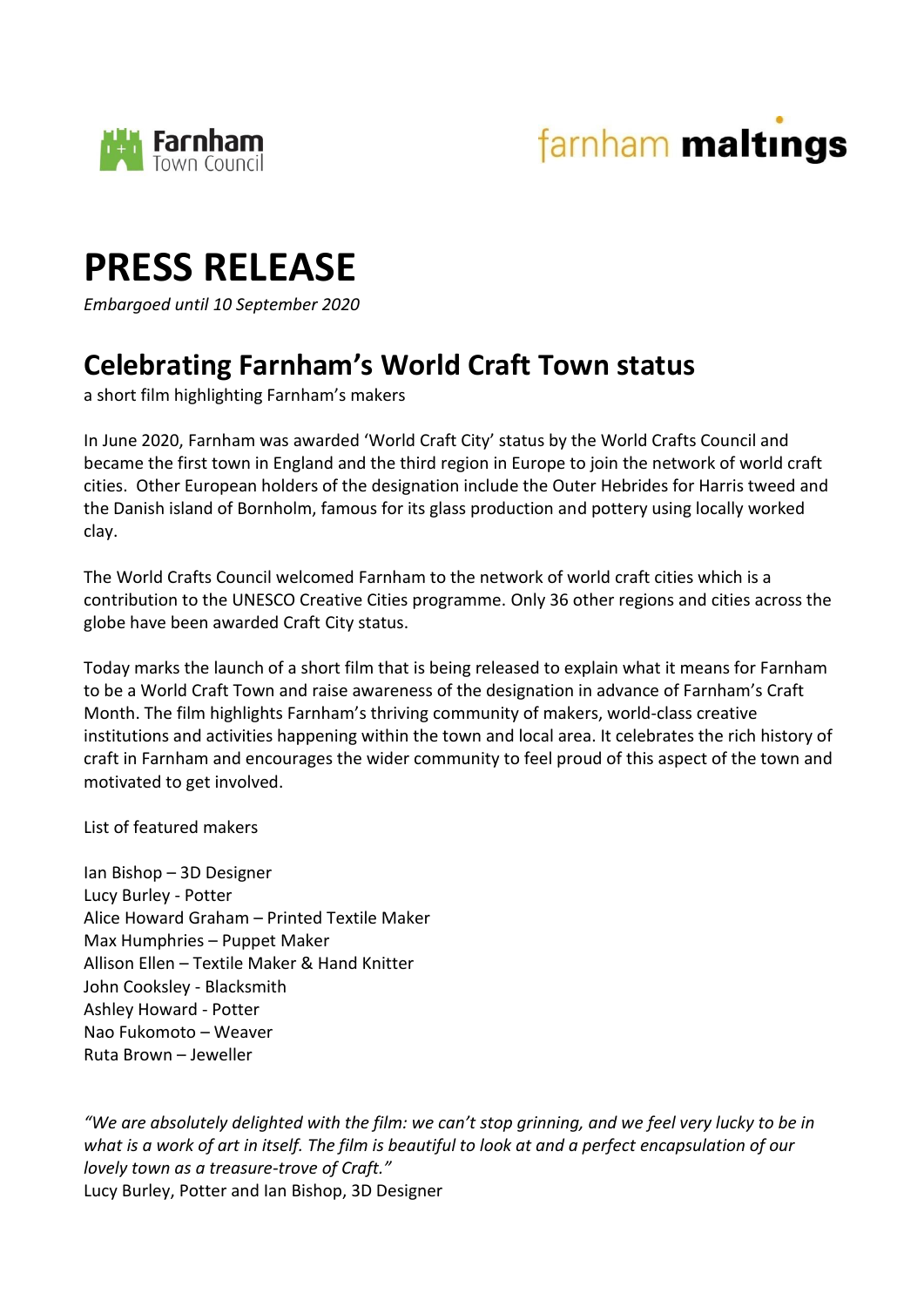Farnham Town Council

farnham maltings

# PRESS RELEASE

*Embargoed until 10 September 2020*

## Celebrating Farnham's World Craft Town status

a short film highlighting Farnham's makers

In June 2020, Farnham was awarded 'World Craft City' status by the World Crafts Council and became the first town in England and the third region in Europe to join the network of world craft cities. Other European holders of the designation include the Outer Hebrides for Harris tweed and the Danish island of Bornholm, famous for its glass production and pottery using locally worked clay.

The World Crafts Council welcomed Farnham to the network of world craft cities which is a contribution to the UNESCO Creative Cities programme. Only 36 other regions and cities across the globe have been awarded Craft City status.

Today marks the launch of a short film that is being released to explain what it means for Farnham to be a World Craft Town and raise awareness of the designation in advance of Farnham's Craft Month. The film highlights Farnham's thriving community of makers, world-class creative institutions and activities happening within the town and local area. It celebrates the rich history of craft in Farnham and encourages the wider community to feel proud of this aspect of the town and motivated to get involved.

List of featured makers

Ian Bishop – 3D Designer
Lucy Burley - Potter
Alice Howard Graham – Printed Textile Maker
Max Humphries – Puppet Maker
Allison Ellen – Textile Maker & Hand Knitter
John Cooksley - Blacksmith
Ashley Howard - Potter
Nao Fukomoto – Weaver
Ruta Brown – Jeweller

*"We are absolutely delighted with the film: we can't stop grinning, and we feel very lucky to be in what is a work of art in itself. The film is beautiful to look at and a perfect encapsulation of our lovely town as a treasure-trove of Craft."*
Lucy Burley, Potter and Ian Bishop, 3D Designer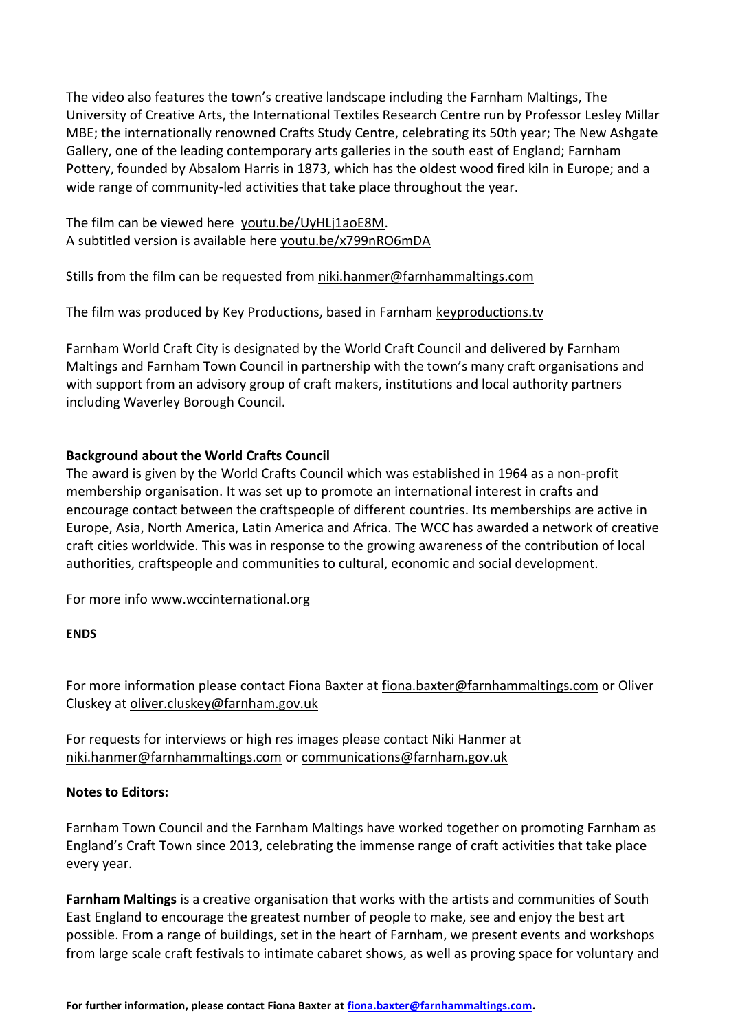The video also features the town's creative landscape including the Farnham Maltings, The University of Creative Arts, the International Textiles Research Centre run by Professor Lesley Millar MBE; the internationally renowned Crafts Study Centre, celebrating its 50th year; The New Ashgate Gallery, one of the leading contemporary arts galleries in the south east of England; Farnham Pottery, founded by Absalom Harris in 1873, which has the oldest wood fired kiln in Europe; and a wide range of community-led activities that take place throughout the year.

The film can be viewed here youtu.be/UyHLj1aoE8M.
A subtitled version is available here youtu.be/x799nRO6mDA

Stills from the film can be requested from niki.hanmer@farnhammaltings.com

The film was produced by Key Productions, based in Farnham keyproductions.tv

Farnham World Craft City is designated by the World Craft Council and delivered by Farnham Maltings and Farnham Town Council in partnership with the town's many craft organisations and with support from an advisory group of craft makers, institutions and local authority partners including Waverley Borough Council.

**Background about the World Crafts Council**
The award is given by the World Crafts Council which was established in 1964 as a non-profit membership organisation. It was set up to promote an international interest in crafts and encourage contact between the craftspeople of different countries. Its memberships are active in Europe, Asia, North America, Latin America and Africa. The WCC has awarded a network of creative craft cities worldwide. This was in response to the growing awareness of the contribution of local authorities, craftspeople and communities to cultural, economic and social development.

For more info www.wccinternational.org

**ENDS**

For more information please contact Fiona Baxter at fiona.baxter@farnhammaltings.com or Oliver Cluskey at oliver.cluskey@farnham.gov.uk

For requests for interviews or high res images please contact Niki Hanmer at niki.hanmer@farnhammaltings.com or communications@farnham.gov.uk

**Notes to Editors:**

Farnham Town Council and the Farnham Maltings have worked together on promoting Farnham as England's Craft Town since 2013, celebrating the immense range of craft activities that take place every year.

**Farnham Maltings** is a creative organisation that works with the artists and communities of South East England to encourage the greatest number of people to make, see and enjoy the best art possible. From a range of buildings, set in the heart of Farnham, we present events and workshops from large scale craft festivals to intimate cabaret shows, as well as proving space for voluntary and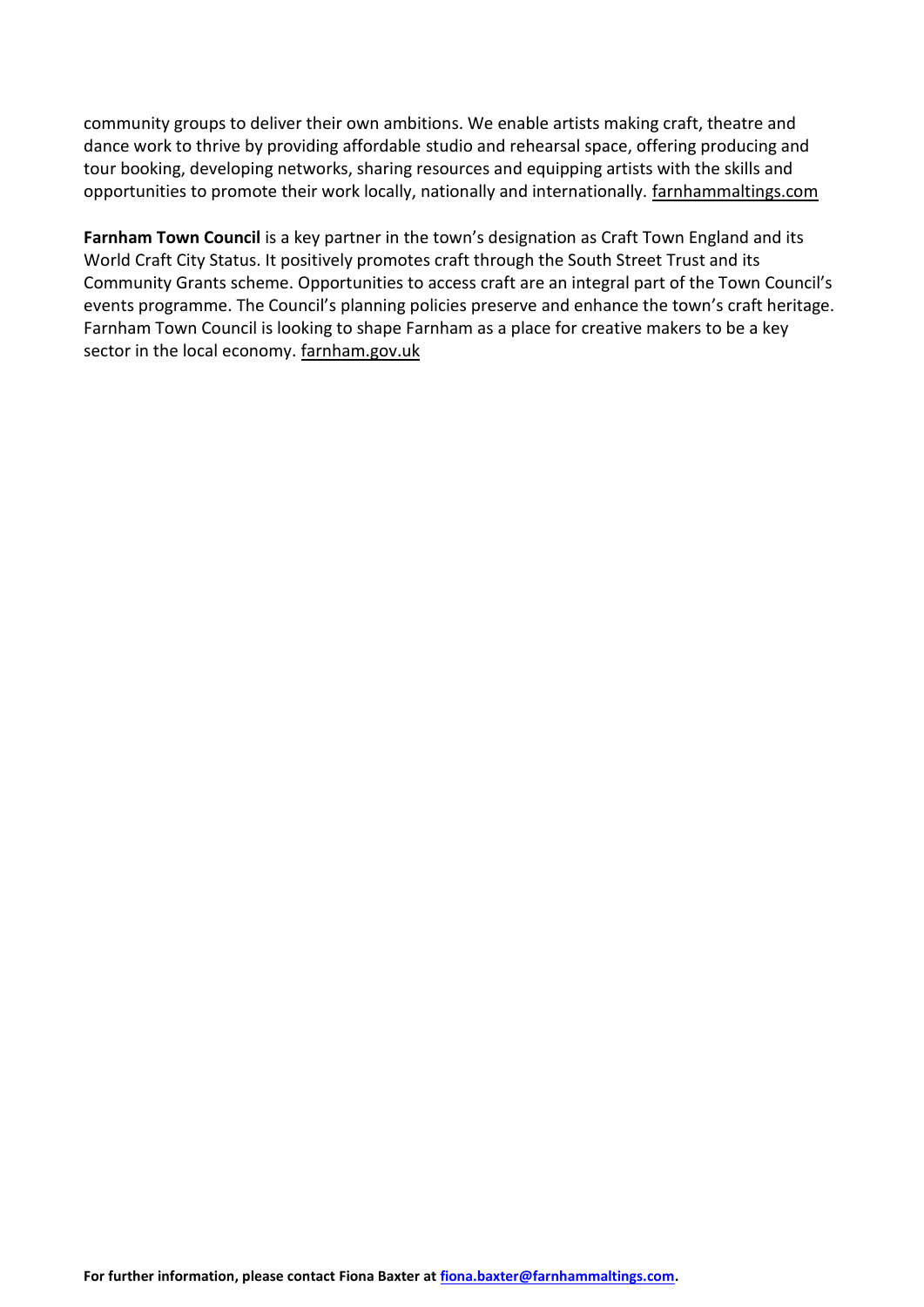community groups to deliver their own ambitions. We enable artists making craft, theatre and dance work to thrive by providing affordable studio and rehearsal space, offering producing and tour booking, developing networks, sharing resources and equipping artists with the skills and opportunities to promote their work locally, nationally and internationally. farnhammaltings.com

**Farnham Town Council** is a key partner in the town's designation as Craft Town England and its World Craft City Status. It positively promotes craft through the South Street Trust and its Community Grants scheme. Opportunities to access craft are an integral part of the Town Council's events programme. The Council's planning policies preserve and enhance the town's craft heritage. Farnham Town Council is looking to shape Farnham as a place for creative makers to be a key sector in the local economy. farnham.gov.uk

**For further information, please contact Fiona Baxter at fiona.baxter@farnhammaltings.com.**